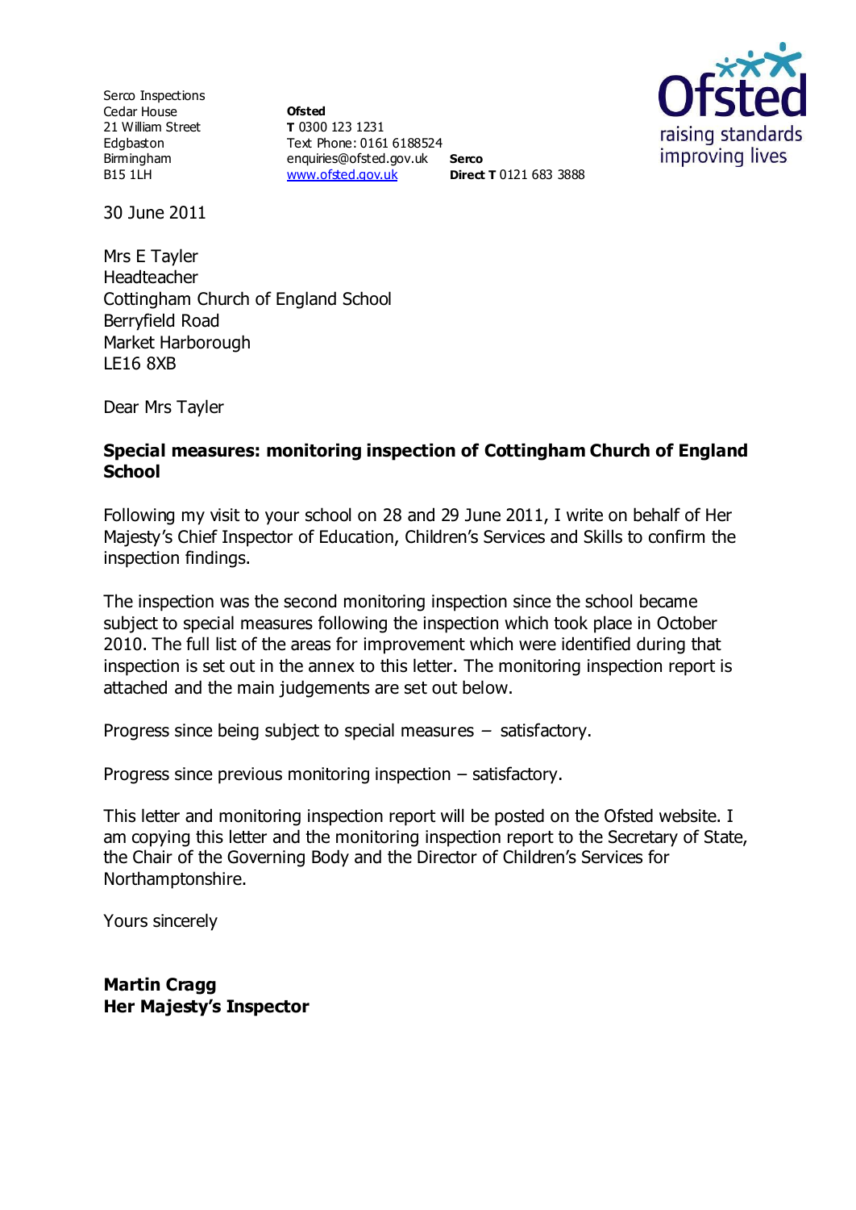Serco Inspections
Cedar House
21 William Street
Edgbaston
Birmingham
B15 1LH

**Ofsted**
**T** 0300 123 1231
Text Phone: 0161 6188524
enquiries@ofsted.gov.uk
www.ofsted.gov.uk

**Serco**
**Direct T** 0121 683 3888

Ofsted
raising standards
improving lives

30 June 2011

Mrs E Tayler
Headteacher
Cottingham Church of England School
Berryfield Road
Market Harborough
LE16 8XB

Dear Mrs Tayler

**Special measures: monitoring inspection of Cottingham Church of England School**

Following my visit to your school on 28 and 29 June 2011, I write on behalf of Her Majesty's Chief Inspector of Education, Children's Services and Skills to confirm the inspection findings.

The inspection was the second monitoring inspection since the school became subject to special measures following the inspection which took place in October 2010. The full list of the areas for improvement which were identified during that inspection is set out in the annex to this letter. The monitoring inspection report is attached and the main judgements are set out below.

Progress since being subject to special measures – satisfactory.

Progress since previous monitoring inspection – satisfactory.

This letter and monitoring inspection report will be posted on the Ofsted website. I am copying this letter and the monitoring inspection report to the Secretary of State, the Chair of the Governing Body and the Director of Children's Services for Northamptonshire.

Yours sincerely

**Martin Cragg**
**Her Majesty's Inspector**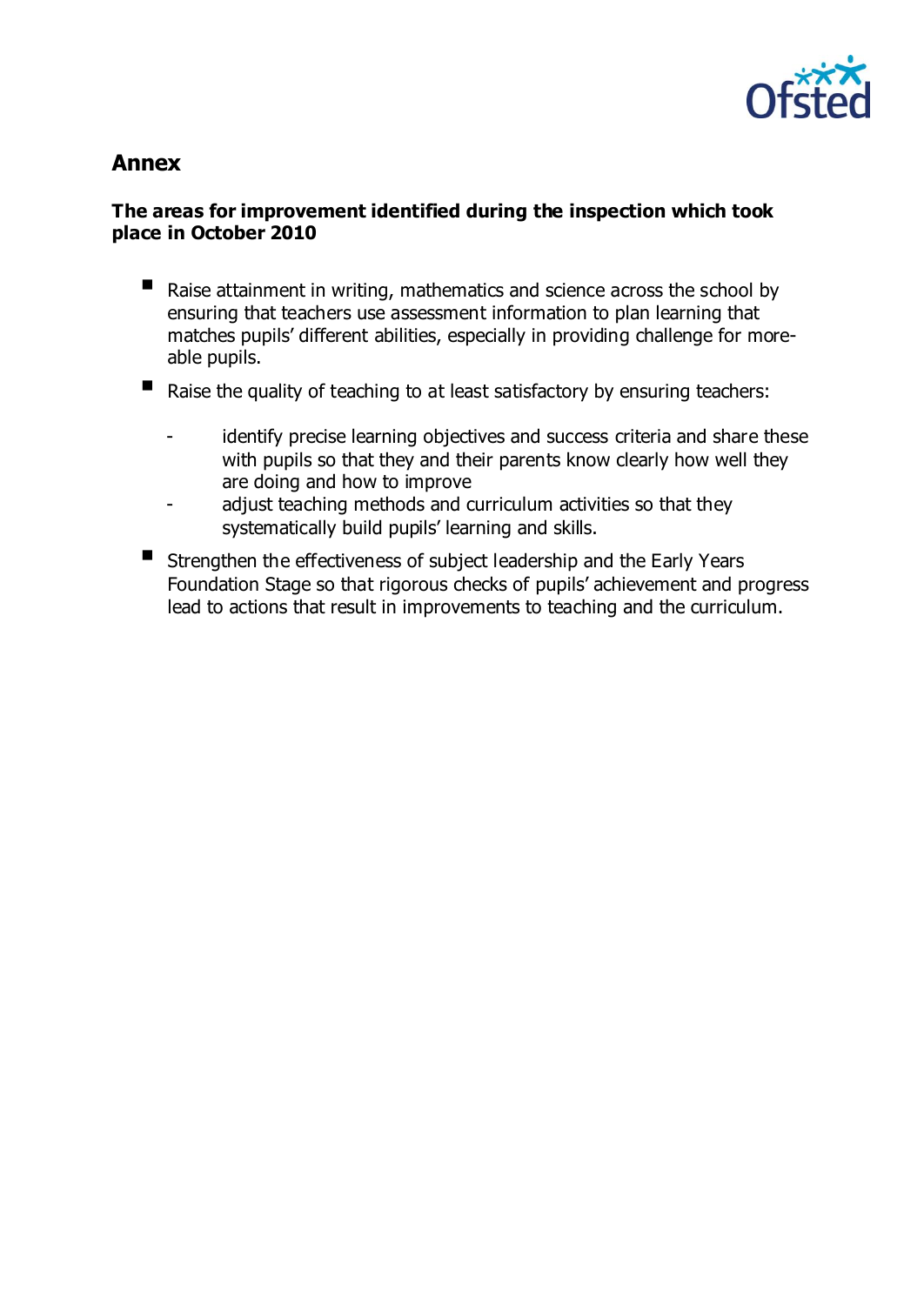## Annex

### The areas for improvement identified during the inspection which took place in October 2010

- Raise attainment in writing, mathematics and science across the school by ensuring that teachers use assessment information to plan learning that matches pupils' different abilities, especially in providing challenge for more-able pupils.
- Raise the quality of teaching to at least satisfactory by ensuring teachers:
  - identify precise learning objectives and success criteria and share these with pupils so that they and their parents know clearly how well they are doing and how to improve
  - adjust teaching methods and curriculum activities so that they systematically build pupils' learning and skills.
- Strengthen the effectiveness of subject leadership and the Early Years Foundation Stage so that rigorous checks of pupils' achievement and progress lead to actions that result in improvements to teaching and the curriculum.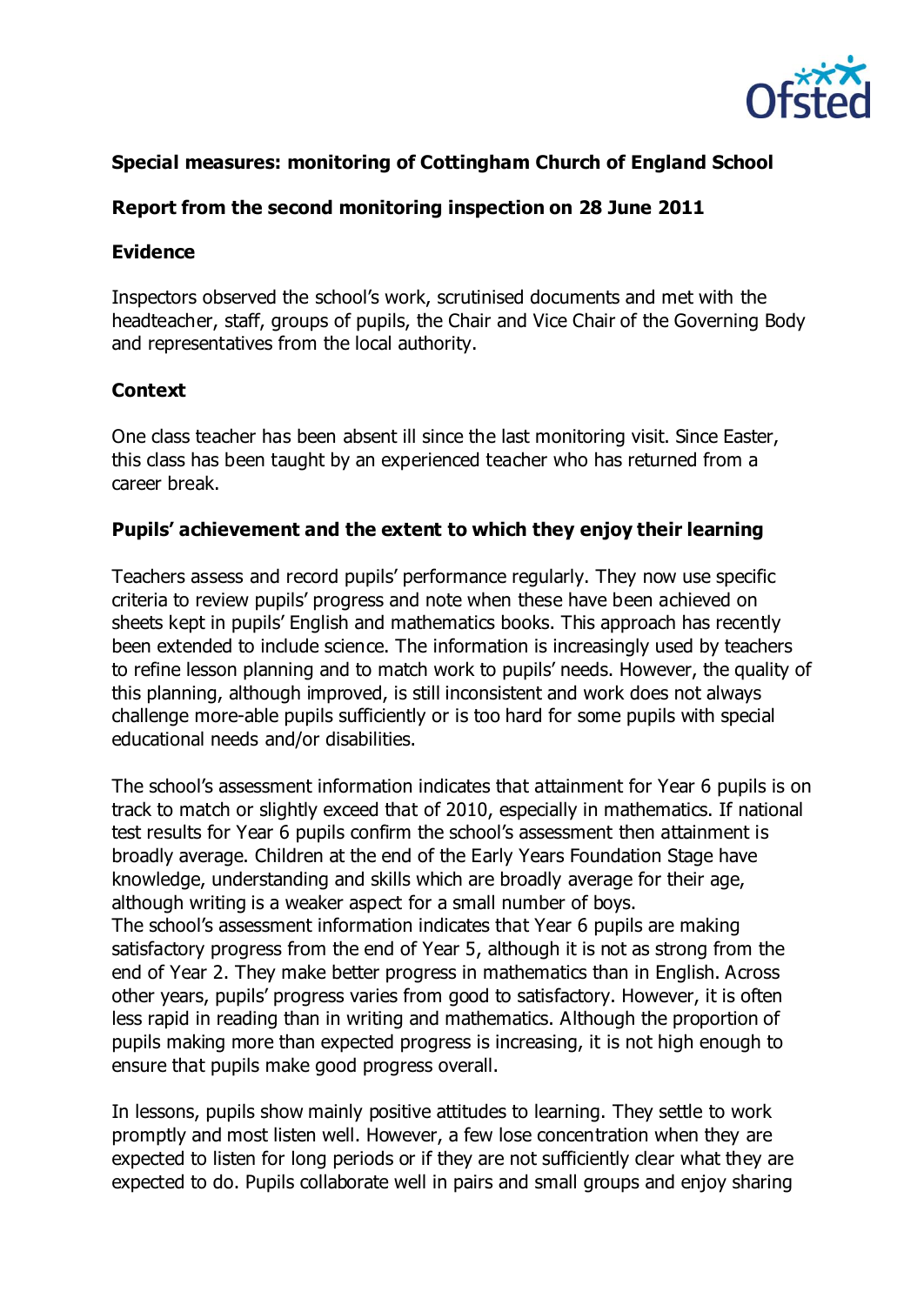**Special measures: monitoring of Cottingham Church of England School**

**Report from the second monitoring inspection on 28 June 2011**

**Evidence**

Inspectors observed the school's work, scrutinised documents and met with the headteacher, staff, groups of pupils, the Chair and Vice Chair of the Governing Body and representatives from the local authority.

**Context**

One class teacher has been absent ill since the last monitoring visit. Since Easter, this class has been taught by an experienced teacher who has returned from a career break.

**Pupils' achievement and the extent to which they enjoy their learning**

Teachers assess and record pupils' performance regularly. They now use specific criteria to review pupils' progress and note when these have been achieved on sheets kept in pupils' English and mathematics books. This approach has recently been extended to include science. The information is increasingly used by teachers to refine lesson planning and to match work to pupils' needs. However, the quality of this planning, although improved, is still inconsistent and work does not always challenge more-able pupils sufficiently or is too hard for some pupils with special educational needs and/or disabilities.

The school's assessment information indicates that attainment for Year 6 pupils is on track to match or slightly exceed that of 2010, especially in mathematics. If national test results for Year 6 pupils confirm the school's assessment then attainment is broadly average. Children at the end of the Early Years Foundation Stage have knowledge, understanding and skills which are broadly average for their age, although writing is a weaker aspect for a small number of boys.

The school's assessment information indicates that Year 6 pupils are making satisfactory progress from the end of Year 5, although it is not as strong from the end of Year 2. They make better progress in mathematics than in English. Across other years, pupils' progress varies from good to satisfactory. However, it is often less rapid in reading than in writing and mathematics. Although the proportion of pupils making more than expected progress is increasing, it is not high enough to ensure that pupils make good progress overall.

In lessons, pupils show mainly positive attitudes to learning. They settle to work promptly and most listen well. However, a few lose concentration when they are expected to listen for long periods or if they are not sufficiently clear what they are expected to do. Pupils collaborate well in pairs and small groups and enjoy sharing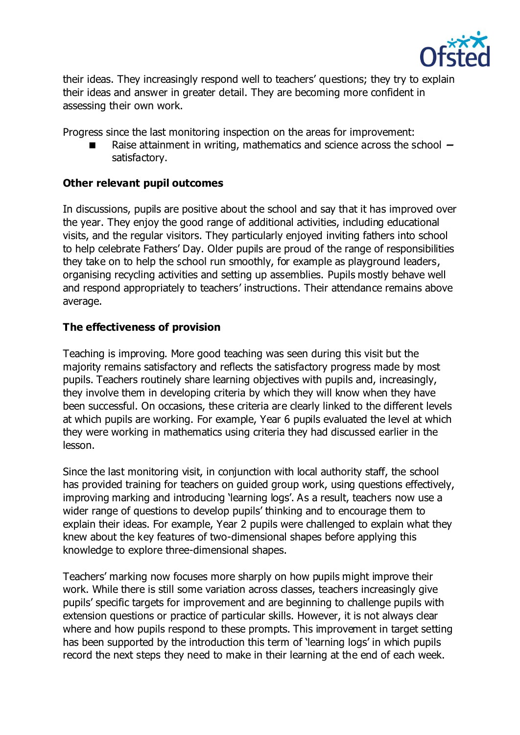their ideas. They increasingly respond well to teachers' questions; they try to explain their ideas and answer in greater detail. They are becoming more confident in assessing their own work.

Progress since the last monitoring inspection on the areas for improvement:

- Raise attainment in writing, mathematics and science across the school – satisfactory.

**Other relevant pupil outcomes**

In discussions, pupils are positive about the school and say that it has improved over the year. They enjoy the good range of additional activities, including educational visits, and the regular visitors. They particularly enjoyed inviting fathers into school to help celebrate Fathers' Day. Older pupils are proud of the range of responsibilities they take on to help the school run smoothly, for example as playground leaders, organising recycling activities and setting up assemblies. Pupils mostly behave well and respond appropriately to teachers' instructions. Their attendance remains above average.

**The effectiveness of provision**

Teaching is improving. More good teaching was seen during this visit but the majority remains satisfactory and reflects the satisfactory progress made by most pupils. Teachers routinely share learning objectives with pupils and, increasingly, they involve them in developing criteria by which they will know when they have been successful. On occasions, these criteria are clearly linked to the different levels at which pupils are working. For example, Year 6 pupils evaluated the level at which they were working in mathematics using criteria they had discussed earlier in the lesson.

Since the last monitoring visit, in conjunction with local authority staff, the school has provided training for teachers on guided group work, using questions effectively, improving marking and introducing 'learning logs'. As a result, teachers now use a wider range of questions to develop pupils' thinking and to encourage them to explain their ideas. For example, Year 2 pupils were challenged to explain what they knew about the key features of two-dimensional shapes before applying this knowledge to explore three-dimensional shapes.

Teachers' marking now focuses more sharply on how pupils might improve their work. While there is still some variation across classes, teachers increasingly give pupils' specific targets for improvement and are beginning to challenge pupils with extension questions or practice of particular skills. However, it is not always clear where and how pupils respond to these prompts. This improvement in target setting has been supported by the introduction this term of 'learning logs' in which pupils record the next steps they need to make in their learning at the end of each week.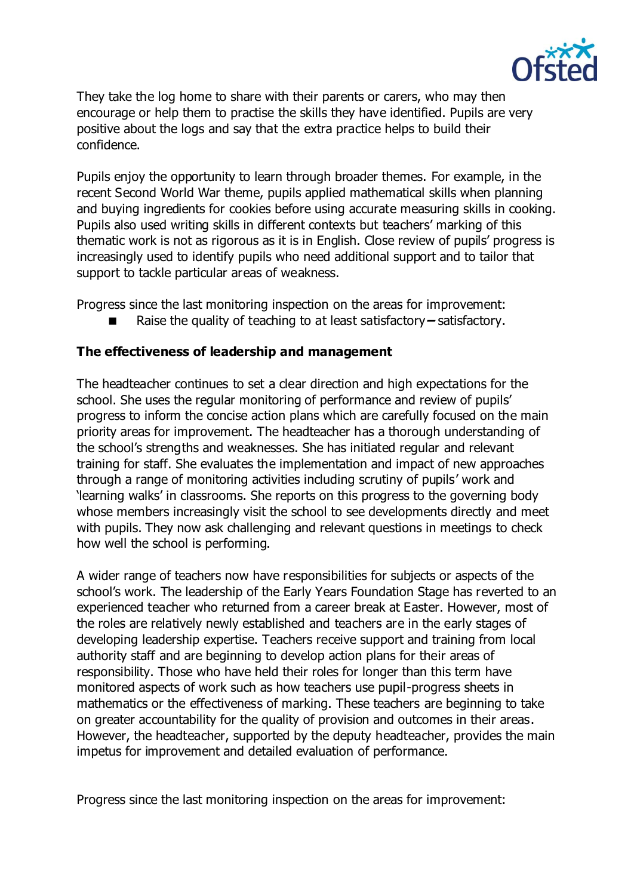They take the log home to share with their parents or carers, who may then encourage or help them to practise the skills they have identified. Pupils are very positive about the logs and say that the extra practice helps to build their confidence.

Pupils enjoy the opportunity to learn through broader themes. For example, in the recent Second World War theme, pupils applied mathematical skills when planning and buying ingredients for cookies before using accurate measuring skills in cooking. Pupils also used writing skills in different contexts but teachers' marking of this thematic work is not as rigorous as it is in English. Close review of pupils' progress is increasingly used to identify pupils who need additional support and to tailor that support to tackle particular areas of weakness.

Progress since the last monitoring inspection on the areas for improvement:

- Raise the quality of teaching to at least satisfactory – satisfactory.

**The effectiveness of leadership and management**

The headteacher continues to set a clear direction and high expectations for the school. She uses the regular monitoring of performance and review of pupils' progress to inform the concise action plans which are carefully focused on the main priority areas for improvement. The headteacher has a thorough understanding of the school's strengths and weaknesses. She has initiated regular and relevant training for staff. She evaluates the implementation and impact of new approaches through a range of monitoring activities including scrutiny of pupils' work and 'learning walks' in classrooms. She reports on this progress to the governing body whose members increasingly visit the school to see developments directly and meet with pupils. They now ask challenging and relevant questions in meetings to check how well the school is performing.

A wider range of teachers now have responsibilities for subjects or aspects of the school's work. The leadership of the Early Years Foundation Stage has reverted to an experienced teacher who returned from a career break at Easter. However, most of the roles are relatively newly established and teachers are in the early stages of developing leadership expertise. Teachers receive support and training from local authority staff and are beginning to develop action plans for their areas of responsibility. Those who have held their roles for longer than this term have monitored aspects of work such as how teachers use pupil-progress sheets in mathematics or the effectiveness of marking. These teachers are beginning to take on greater accountability for the quality of provision and outcomes in their areas. However, the headteacher, supported by the deputy headteacher, provides the main impetus for improvement and detailed evaluation of performance.

Progress since the last monitoring inspection on the areas for improvement: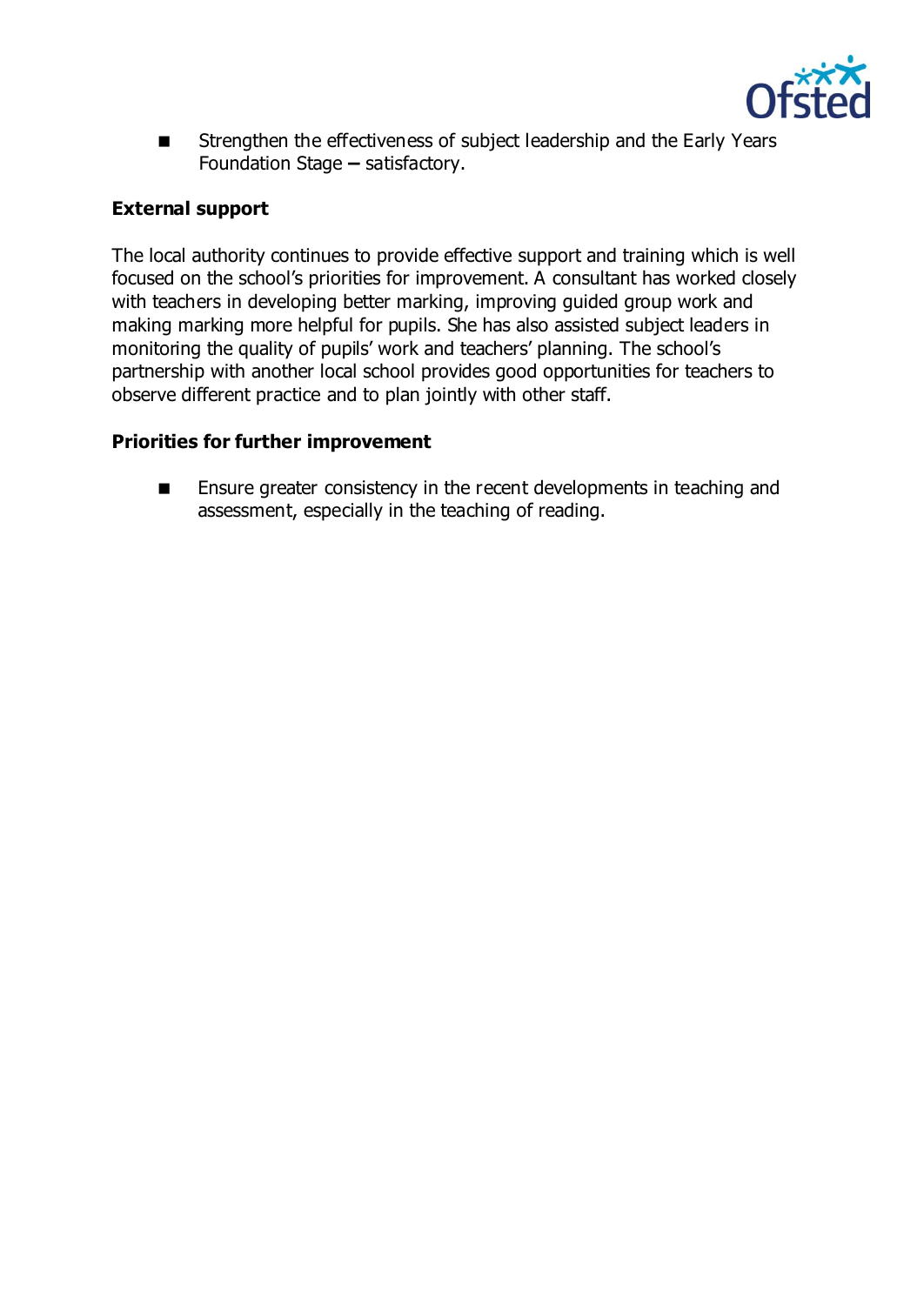- Strengthen the effectiveness of subject leadership and the Early Years Foundation Stage – satisfactory.

## External support

The local authority continues to provide effective support and training which is well focused on the school's priorities for improvement. A consultant has worked closely with teachers in developing better marking, improving guided group work and making marking more helpful for pupils. She has also assisted subject leaders in monitoring the quality of pupils' work and teachers' planning. The school's partnership with another local school provides good opportunities for teachers to observe different practice and to plan jointly with other staff.

## Priorities for further improvement

- Ensure greater consistency in the recent developments in teaching and assessment, especially in the teaching of reading.